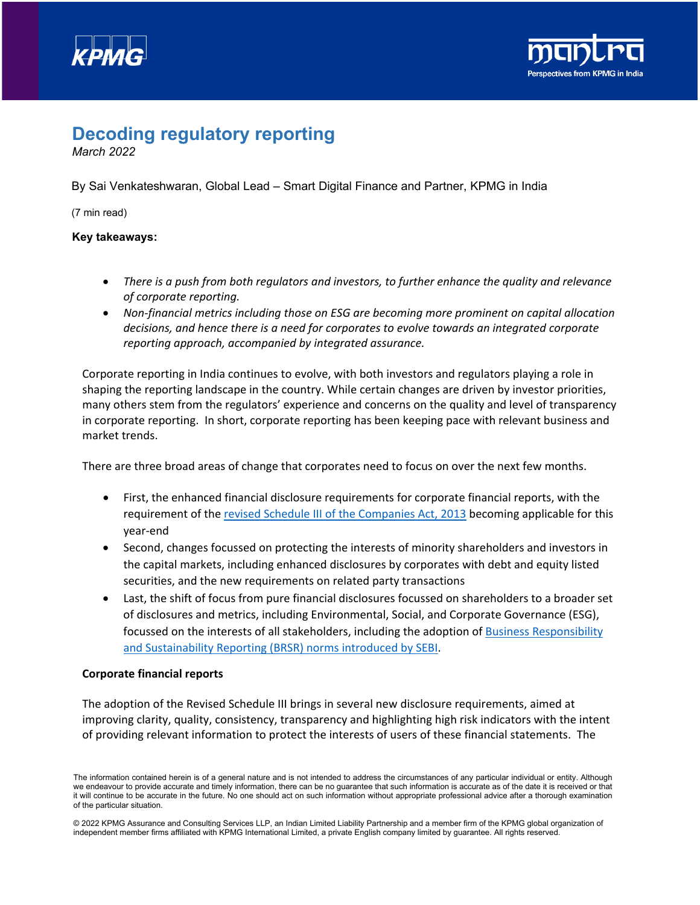# Decoding regulatory reporting

*March 2022*

By Sai Venkateshwaran, Global Lead – Smart Digital Finance and Partner, KPMG in India

(7 min read)

**Key takeaways:**

- *There is a push from both regulators and investors, to further enhance the quality and relevance of corporate reporting.*
- *Non-financial metrics including those on ESG are becoming more prominent on capital allocation decisions, and hence there is a need for corporates to evolve towards an integrated corporate reporting approach, accompanied by integrated assurance.*

Corporate reporting in India continues to evolve, with both investors and regulators playing a role in shaping the reporting landscape in the country. While certain changes are driven by investor priorities, many others stem from the regulators' experience and concerns on the quality and level of transparency in corporate reporting. In short, corporate reporting has been keeping pace with relevant business and market trends.

There are three broad areas of change that corporates need to focus on over the next few months.

- First, the enhanced financial disclosure requirements for corporate financial reports, with the requirement of the revised Schedule III of the Companies Act, 2013 becoming applicable for this year-end
- Second, changes focussed on protecting the interests of minority shareholders and investors in the capital markets, including enhanced disclosures by corporates with debt and equity listed securities, and the new requirements on related party transactions
- Last, the shift of focus from pure financial disclosures focussed on shareholders to a broader set of disclosures and metrics, including Environmental, Social, and Corporate Governance (ESG), focussed on the interests of all stakeholders, including the adoption of Business Responsibility and Sustainability Reporting (BRSR) norms introduced by SEBI.

**Corporate financial reports**

The adoption of the Revised Schedule III brings in several new disclosure requirements, aimed at improving clarity, quality, consistency, transparency and highlighting high risk indicators with the intent of providing relevant information to protect the interests of users of these financial statements. The

The information contained herein is of a general nature and is not intended to address the circumstances of any particular individual or entity. Although we endeavour to provide accurate and timely information, there can be no guarantee that such information is accurate as of the date it is received or that it will continue to be accurate in the future. No one should act on such information without appropriate professional advice after a thorough examination of the particular situation.

© 2022 KPMG Assurance and Consulting Services LLP, an Indian Limited Liability Partnership and a member firm of the KPMG global organization of independent member firms affiliated with KPMG International Limited, a private English company limited by guarantee. All rights reserved.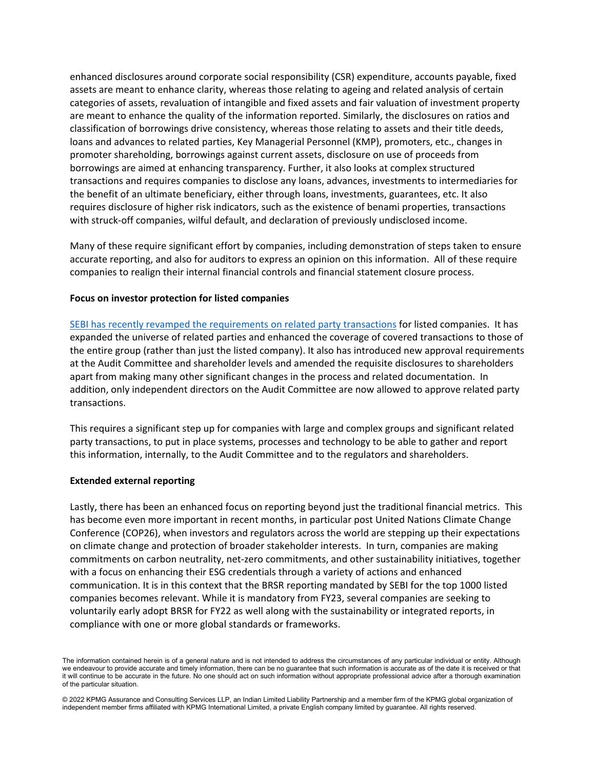enhanced disclosures around corporate social responsibility (CSR) expenditure, accounts payable, fixed assets are meant to enhance clarity, whereas those relating to ageing and related analysis of certain categories of assets, revaluation of intangible and fixed assets and fair valuation of investment property are meant to enhance the quality of the information reported. Similarly, the disclosures on ratios and classification of borrowings drive consistency, whereas those relating to assets and their title deeds, loans and advances to related parties, Key Managerial Personnel (KMP), promoters, etc., changes in promoter shareholding, borrowings against current assets, disclosure on use of proceeds from borrowings are aimed at enhancing transparency. Further, it also looks at complex structured transactions and requires companies to disclose any loans, advances, investments to intermediaries for the benefit of an ultimate beneficiary, either through loans, investments, guarantees, etc. It also requires disclosure of higher risk indicators, such as the existence of benami properties, transactions with struck-off companies, wilful default, and declaration of previously undisclosed income.

Many of these require significant effort by companies, including demonstration of steps taken to ensure accurate reporting, and also for auditors to express an opinion on this information. All of these require companies to realign their internal financial controls and financial statement closure process.

**Focus on investor protection for listed companies**

SEBI has recently revamped the requirements on related party transactions for listed companies. It has expanded the universe of related parties and enhanced the coverage of covered transactions to those of the entire group (rather than just the listed company). It also has introduced new approval requirements at the Audit Committee and shareholder levels and amended the requisite disclosures to shareholders apart from making many other significant changes in the process and related documentation. In addition, only independent directors on the Audit Committee are now allowed to approve related party transactions.

This requires a significant step up for companies with large and complex groups and significant related party transactions, to put in place systems, processes and technology to be able to gather and report this information, internally, to the Audit Committee and to the regulators and shareholders.

**Extended external reporting**

Lastly, there has been an enhanced focus on reporting beyond just the traditional financial metrics. This has become even more important in recent months, in particular post United Nations Climate Change Conference (COP26), when investors and regulators across the world are stepping up their expectations on climate change and protection of broader stakeholder interests. In turn, companies are making commitments on carbon neutrality, net-zero commitments, and other sustainability initiatives, together with a focus on enhancing their ESG credentials through a variety of actions and enhanced communication. It is in this context that the BRSR reporting mandated by SEBI for the top 1000 listed companies becomes relevant. While it is mandatory from FY23, several companies are seeking to voluntarily early adopt BRSR for FY22 as well along with the sustainability or integrated reports, in compliance with one or more global standards or frameworks.

The information contained herein is of a general nature and is not intended to address the circumstances of any particular individual or entity. Although we endeavour to provide accurate and timely information, there can be no guarantee that such information is accurate as of the date it is received or that it will continue to be accurate in the future. No one should act on such information without appropriate professional advice after a thorough examination of the particular situation.

© 2022 KPMG Assurance and Consulting Services LLP, an Indian Limited Liability Partnership and a member firm of the KPMG global organization of independent member firms affiliated with KPMG International Limited, a private English company limited by guarantee. All rights reserved.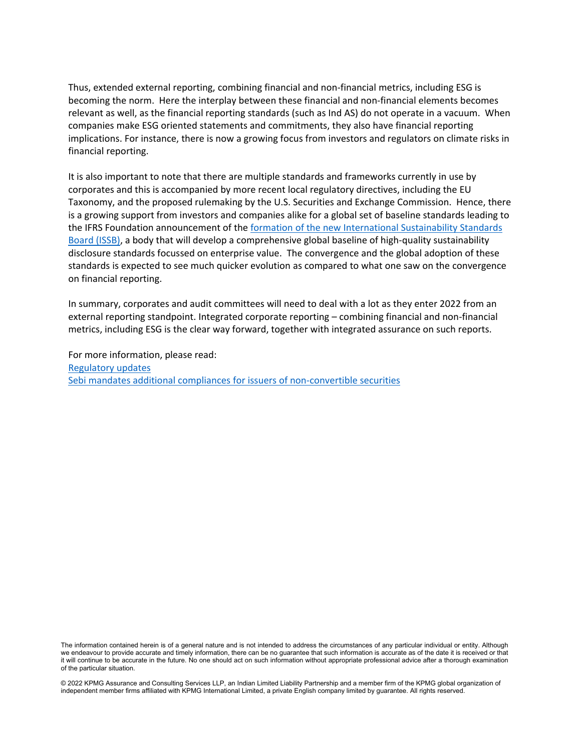Thus, extended external reporting, combining financial and non-financial metrics, including ESG is becoming the norm. Here the interplay between these financial and non-financial elements becomes relevant as well, as the financial reporting standards (such as Ind AS) do not operate in a vacuum. When companies make ESG oriented statements and commitments, they also have financial reporting implications. For instance, there is now a growing focus from investors and regulators on climate risks in financial reporting.

It is also important to note that there are multiple standards and frameworks currently in use by corporates and this is accompanied by more recent local regulatory directives, including the EU Taxonomy, and the proposed rulemaking by the U.S. Securities and Exchange Commission. Hence, there is a growing support from investors and companies alike for a global set of baseline standards leading to the IFRS Foundation announcement of the formation of the new International Sustainability Standards Board (ISSB), a body that will develop a comprehensive global baseline of high-quality sustainability disclosure standards focussed on enterprise value. The convergence and the global adoption of these standards is expected to see much quicker evolution as compared to what one saw on the convergence on financial reporting.

In summary, corporates and audit committees will need to deal with a lot as they enter 2022 from an external reporting standpoint. Integrated corporate reporting – combining financial and non-financial metrics, including ESG is the clear way forward, together with integrated assurance on such reports.

For more information, please read:
Regulatory updates
Sebi mandates additional compliances for issuers of non-convertible securities

The information contained herein is of a general nature and is not intended to address the circumstances of any particular individual or entity. Although we endeavour to provide accurate and timely information, there can be no guarantee that such information is accurate as of the date it is received or that it will continue to be accurate in the future. No one should act on such information without appropriate professional advice after a thorough examination of the particular situation.

© 2022 KPMG Assurance and Consulting Services LLP, an Indian Limited Liability Partnership and a member firm of the KPMG global organization of independent member firms affiliated with KPMG International Limited, a private English company limited by guarantee. All rights reserved.